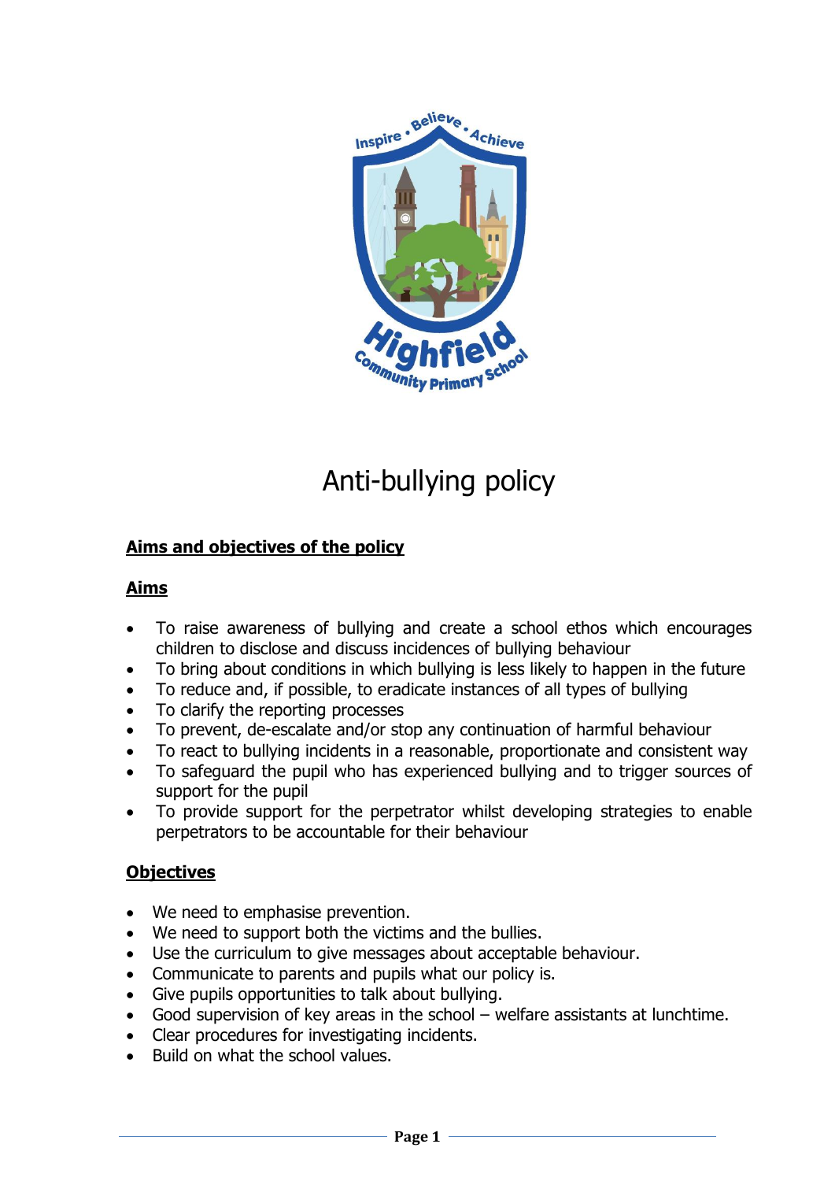# Anti-bullying policy

## Aims and objectives of the policy

### Aims

- To raise awareness of bullying and create a school ethos which encourages children to disclose and discuss incidences of bullying behaviour
- To bring about conditions in which bullying is less likely to happen in the future
- To reduce and, if possible, to eradicate instances of all types of bullying
- To clarify the reporting processes
- To prevent, de-escalate and/or stop any continuation of harmful behaviour
- To react to bullying incidents in a reasonable, proportionate and consistent way
- To safeguard the pupil who has experienced bullying and to trigger sources of support for the pupil
- To provide support for the perpetrator whilst developing strategies to enable perpetrators to be accountable for their behaviour

### Objectives

- We need to emphasise prevention.
- We need to support both the victims and the bullies.
- Use the curriculum to give messages about acceptable behaviour.
- Communicate to parents and pupils what our policy is.
- Give pupils opportunities to talk about bullying.
- Good supervision of key areas in the school – welfare assistants at lunchtime.
- Clear procedures for investigating incidents.
- Build on what the school values.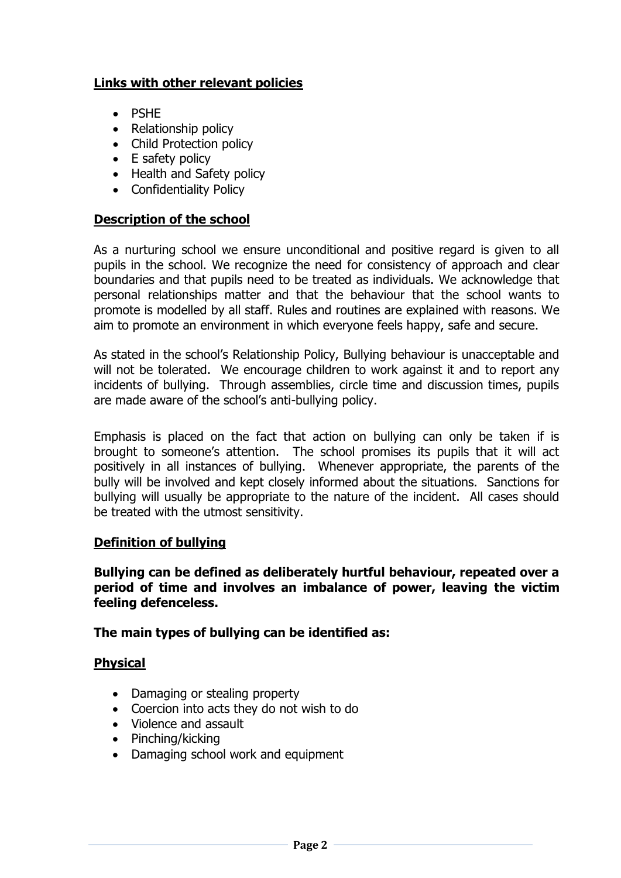## Links with other relevant policies

- PSHE
- Relationship policy
- Child Protection policy
- E safety policy
- Health and Safety policy
- Confidentiality Policy

## Description of the school

As a nurturing school we ensure unconditional and positive regard is given to all pupils in the school. We recognize the need for consistency of approach and clear boundaries and that pupils need to be treated as individuals. We acknowledge that personal relationships matter and that the behaviour that the school wants to promote is modelled by all staff. Rules and routines are explained with reasons. We aim to promote an environment in which everyone feels happy, safe and secure.

As stated in the school's Relationship Policy, Bullying behaviour is unacceptable and will not be tolerated. We encourage children to work against it and to report any incidents of bullying. Through assemblies, circle time and discussion times, pupils are made aware of the school's anti-bullying policy.

Emphasis is placed on the fact that action on bullying can only be taken if is brought to someone's attention. The school promises its pupils that it will act positively in all instances of bullying. Whenever appropriate, the parents of the bully will be involved and kept closely informed about the situations. Sanctions for bullying will usually be appropriate to the nature of the incident. All cases should be treated with the utmost sensitivity.

## Definition of bullying

**Bullying can be defined as deliberately hurtful behaviour, repeated over a period of time and involves an imbalance of power, leaving the victim feeling defenceless.**

**The main types of bullying can be identified as:**

## Physical

- Damaging or stealing property
- Coercion into acts they do not wish to do
- Violence and assault
- Pinching/kicking
- Damaging school work and equipment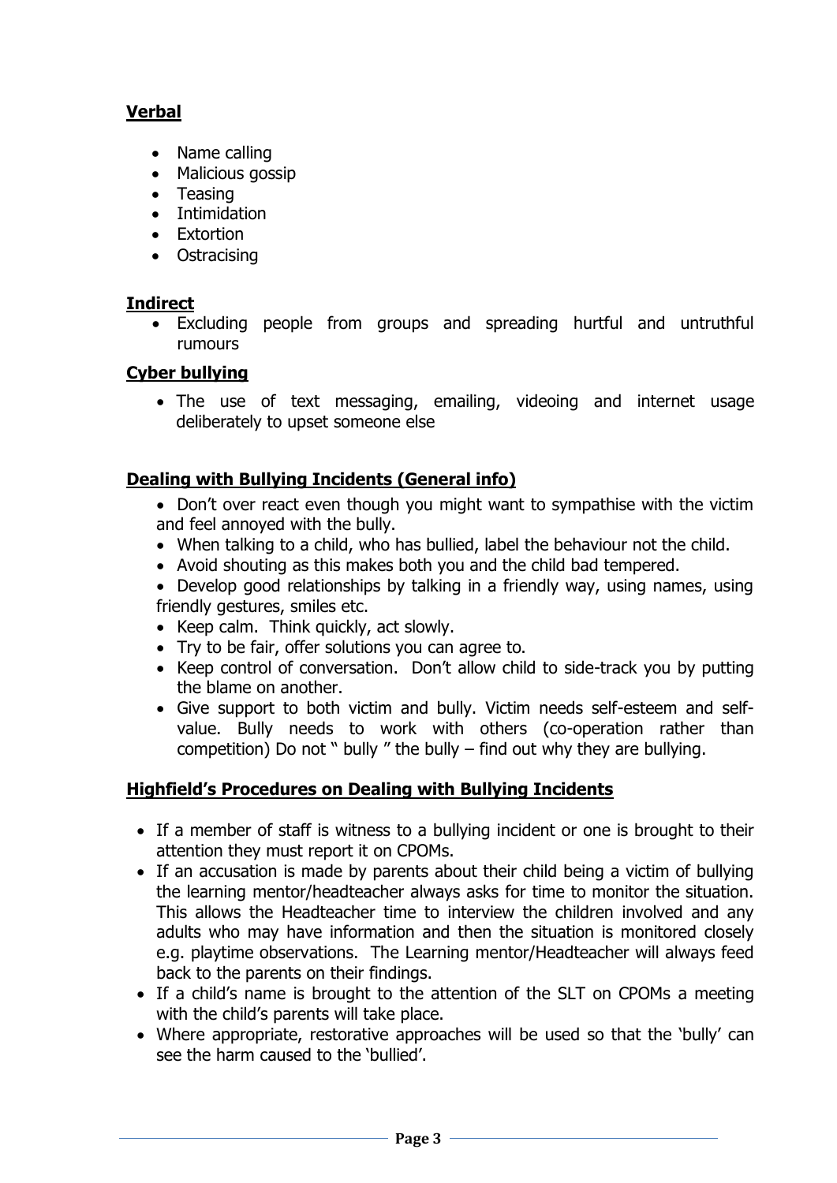**Verbal**

- Name calling
- Malicious gossip
- Teasing
- Intimidation
- Extortion
- Ostracising

**Indirect**

- Excluding people from groups and spreading hurtful and untruthful rumours

**Cyber bullying**

- The use of text messaging, emailing, videoing and internet usage deliberately to upset someone else

**Dealing with Bullying Incidents (General info)**

- Don't over react even though you might want to sympathise with the victim and feel annoyed with the bully.
- When talking to a child, who has bullied, label the behaviour not the child.
- Avoid shouting as this makes both you and the child bad tempered.
- Develop good relationships by talking in a friendly way, using names, using friendly gestures, smiles etc.
- Keep calm. Think quickly, act slowly.
- Try to be fair, offer solutions you can agree to.
- Keep control of conversation. Don't allow child to side-track you by putting the blame on another.
- Give support to both victim and bully. Victim needs self-esteem and self-value. Bully needs to work with others (co-operation rather than competition) Do not " bully " the bully – find out why they are bullying.

**Highfield's Procedures on Dealing with Bullying Incidents**

- If a member of staff is witness to a bullying incident or one is brought to their attention they must report it on CPOMs.
- If an accusation is made by parents about their child being a victim of bullying the learning mentor/headteacher always asks for time to monitor the situation. This allows the Headteacher time to interview the children involved and any adults who may have information and then the situation is monitored closely e.g. playtime observations. The Learning mentor/Headteacher will always feed back to the parents on their findings.
- If a child's name is brought to the attention of the SLT on CPOMs a meeting with the child's parents will take place.
- Where appropriate, restorative approaches will be used so that the 'bully' can see the harm caused to the 'bullied'.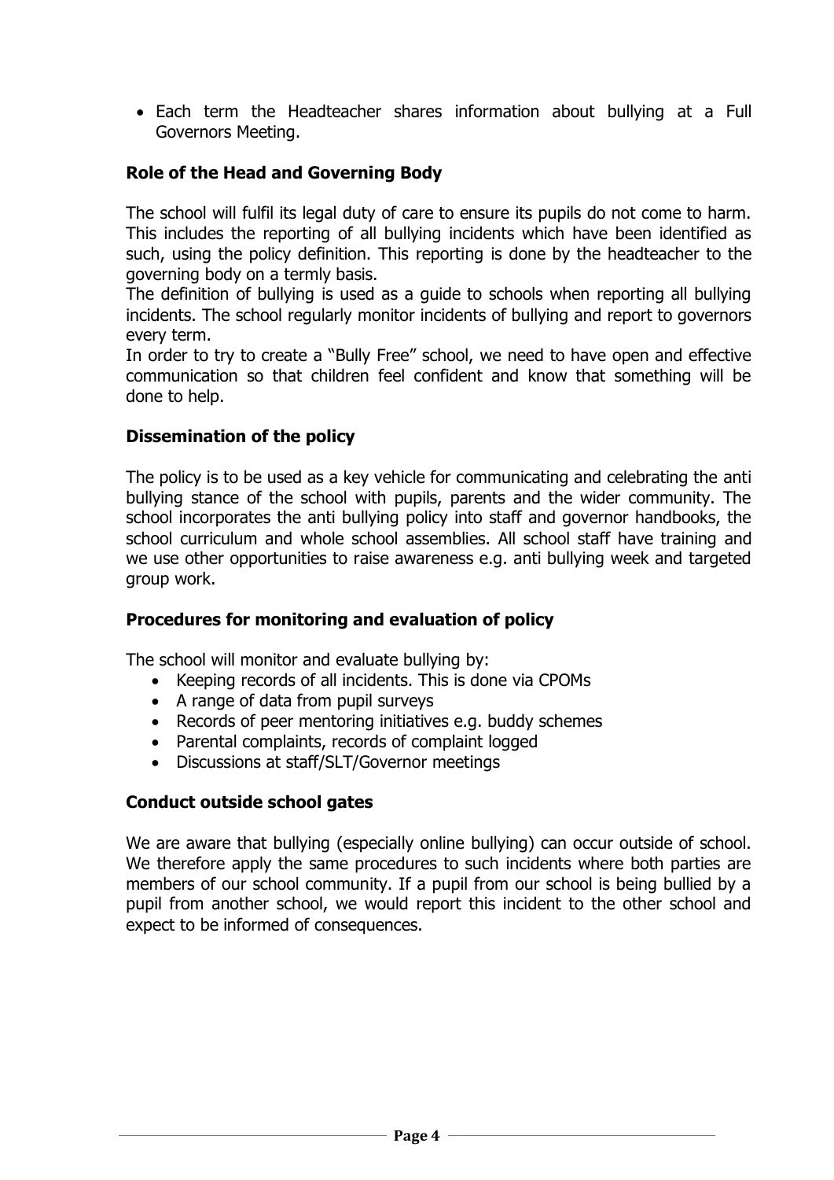- Each term the Headteacher shares information about bullying at a Full Governors Meeting.

### Role of the Head and Governing Body

The school will fulfil its legal duty of care to ensure its pupils do not come to harm. This includes the reporting of all bullying incidents which have been identified as such, using the policy definition. This reporting is done by the headteacher to the governing body on a termly basis.

The definition of bullying is used as a guide to schools when reporting all bullying incidents. The school regularly monitor incidents of bullying and report to governors every term.

In order to try to create a "Bully Free" school, we need to have open and effective communication so that children feel confident and know that something will be done to help.

### Dissemination of the policy

The policy is to be used as a key vehicle for communicating and celebrating the anti bullying stance of the school with pupils, parents and the wider community. The school incorporates the anti bullying policy into staff and governor handbooks, the school curriculum and whole school assemblies. All school staff have training and we use other opportunities to raise awareness e.g. anti bullying week and targeted group work.

### Procedures for monitoring and evaluation of policy

The school will monitor and evaluate bullying by:

- Keeping records of all incidents. This is done via CPOMs
- A range of data from pupil surveys
- Records of peer mentoring initiatives e.g. buddy schemes
- Parental complaints, records of complaint logged
- Discussions at staff/SLT/Governor meetings

### Conduct outside school gates

We are aware that bullying (especially online bullying) can occur outside of school. We therefore apply the same procedures to such incidents where both parties are members of our school community. If a pupil from our school is being bullied by a pupil from another school, we would report this incident to the other school and expect to be informed of consequences.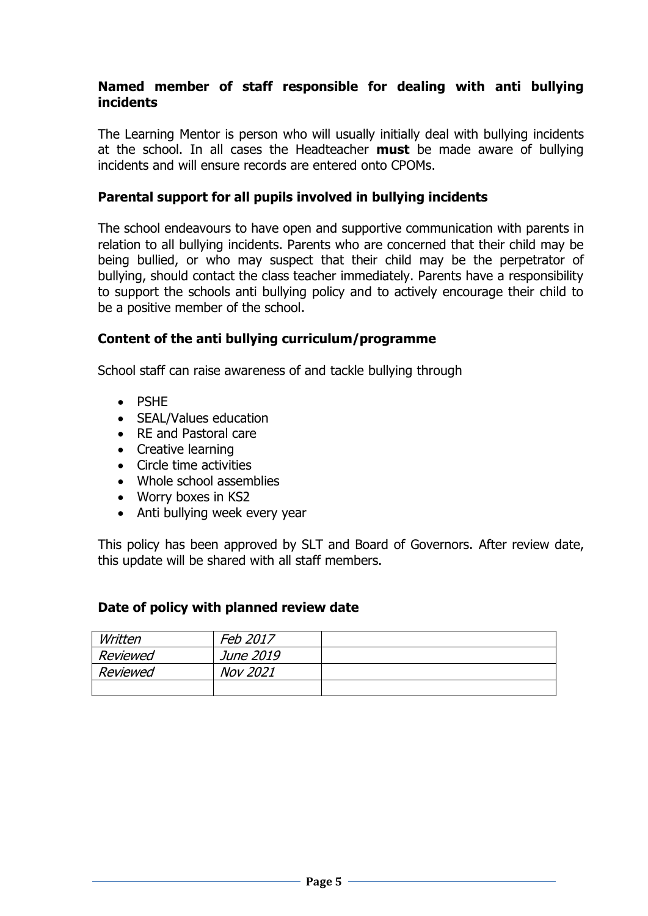## Named member of staff responsible for dealing with anti bullying incidents

The Learning Mentor is person who will usually initially deal with bullying incidents at the school. In all cases the Headteacher **must** be made aware of bullying incidents and will ensure records are entered onto CPOMs.

## Parental support for all pupils involved in bullying incidents

The school endeavours to have open and supportive communication with parents in relation to all bullying incidents. Parents who are concerned that their child may be being bullied, or who may suspect that their child may be the perpetrator of bullying, should contact the class teacher immediately. Parents have a responsibility to support the schools anti bullying policy and to actively encourage their child to be a positive member of the school.

## Content of the anti bullying curriculum/programme

School staff can raise awareness of and tackle bullying through

- PSHE
- SEAL/Values education
- RE and Pastoral care
- Creative learning
- Circle time activities
- Whole school assemblies
- Worry boxes in KS2
- Anti bullying week every year

This policy has been approved by SLT and Board of Governors. After review date, this update will be shared with all staff members.

## Date of policy with planned review date

| | | |
|---|---|---|
| *Written* | *Feb 2017* | |
| *Reviewed* | *June 2019* | |
| *Reviewed* | *Nov 2021* | |
| | | |